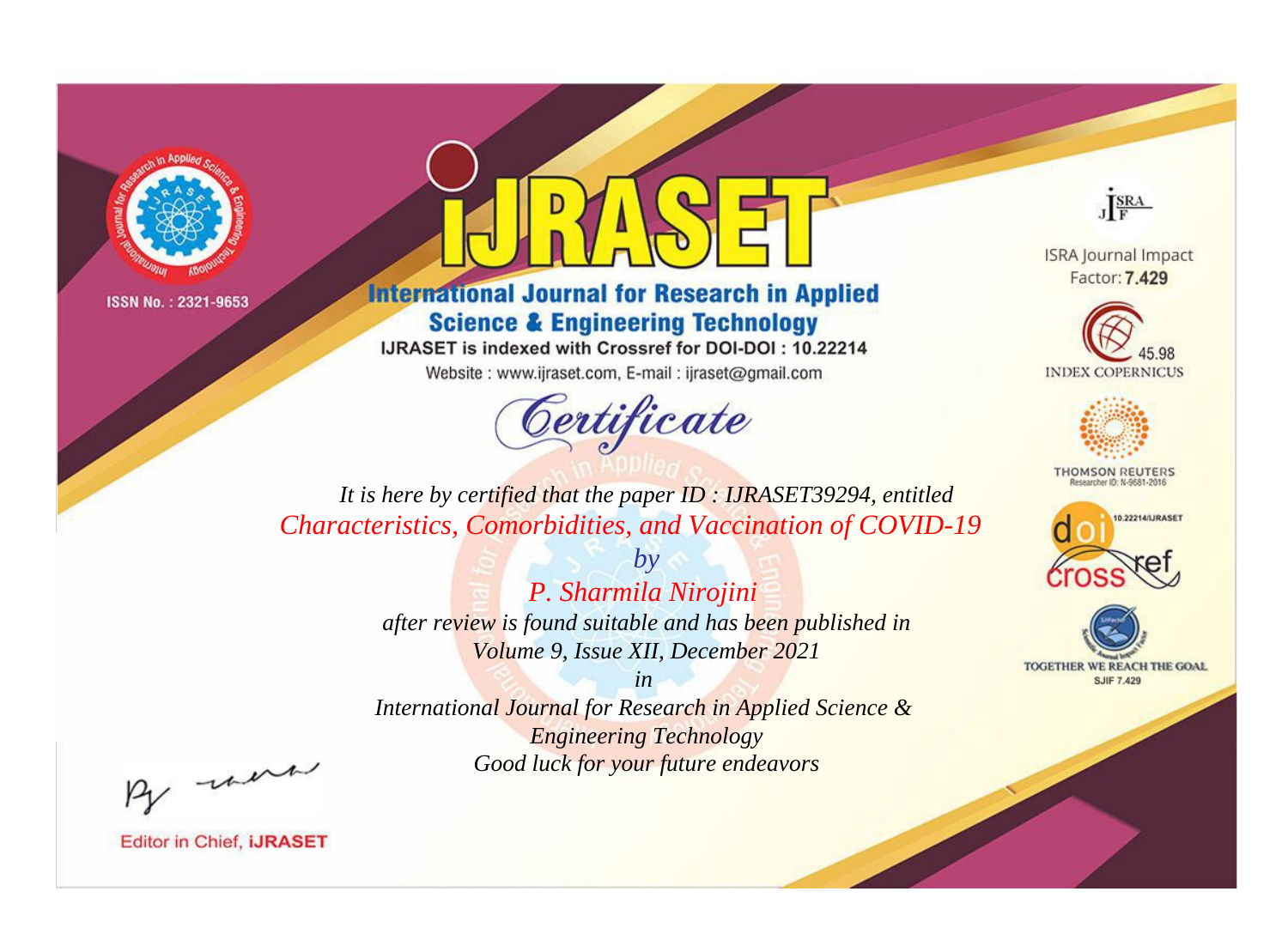ISSN No. : 2321-9653

# IJRASET

## International Journal for Research in Applied Science & Engineering Technology

IJRASET is indexed with Crossref for DOI-DOI : 10.22214

Website : www.ijraset.com, E-mail : ijraset@gmail.com

ISRA Journal Impact Factor: **7.429**

45.98 INDEX COPERNICUS

THOMSON REUTERS Researcher ID: N-9681-2016

10.22214/IJRASET

TOGETHER WE REACH THE GOAL SJIF 7.429

# Certificate

*It is here by certified that the paper ID : IJRASET39294, entitled*

*Characteristics, Comorbidities, and Vaccination of COVID-19*

*by*

*P. Sharmila Nirojini*

*after review is found suitable and has been published in*

*Volume 9, Issue XII, December 2021*

*in*

*International Journal for Research in Applied Science & Engineering Technology*

*Good luck for your future endeavors*

Editor in Chief, **iJRASET**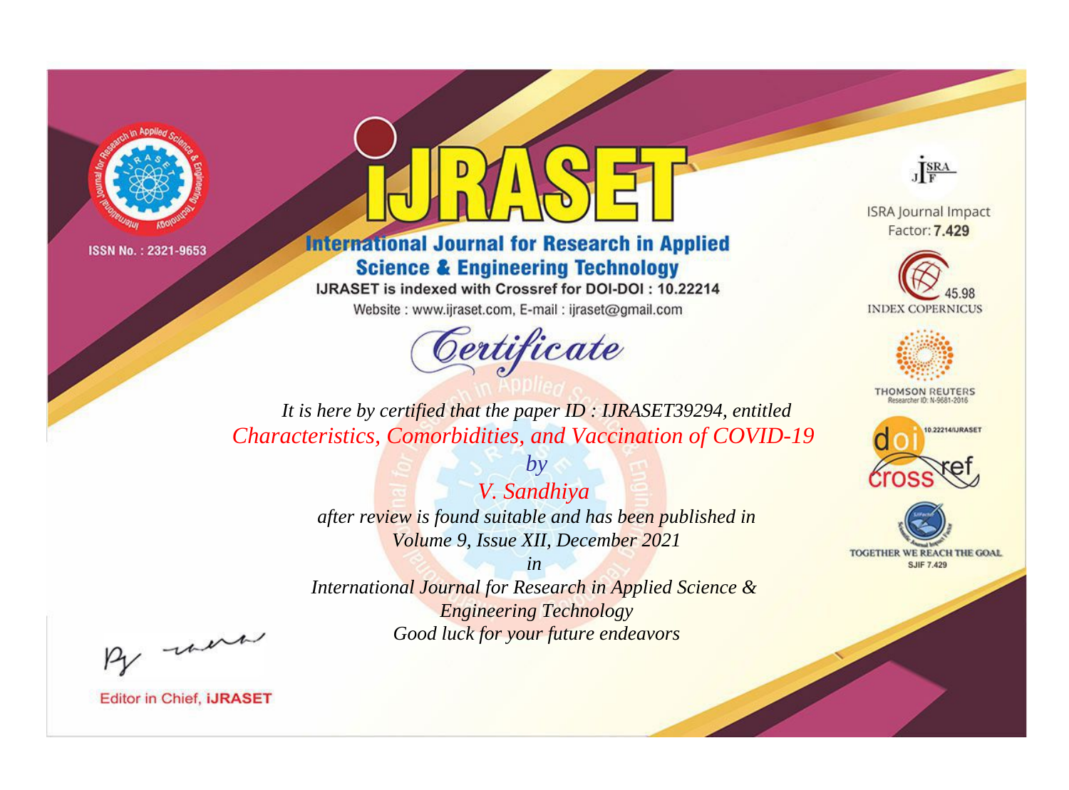ISSN No. : 2321-9653

# IJRASET

## International Journal for Research in Applied Science & Engineering Technology

IJRASET is indexed with Crossref for DOI-DOI : 10.22214

Website : www.ijraset.com, E-mail : ijraset@gmail.com

*Certificate*

*It is here by certified that the paper ID : IJRASET39294, entitled*

*Characteristics, Comorbidities, and Vaccination of COVID-19*

*by*

*V. Sandhiya*

*after review is found suitable and has been published in*

*Volume 9, Issue XII, December 2021*

*in*

*International Journal for Research in Applied Science & Engineering Technology*

*Good luck for your future endeavors*

ISRA Journal Impact Factor: **7.429**

45.98 INDEX COPERNICUS

THOMSON REUTERS Researcher ID: N-9681-2016

10.22214/IJRASET

TOGETHER WE REACH THE GOAL SJIF 7.429

Editor in Chief, **iJRASET**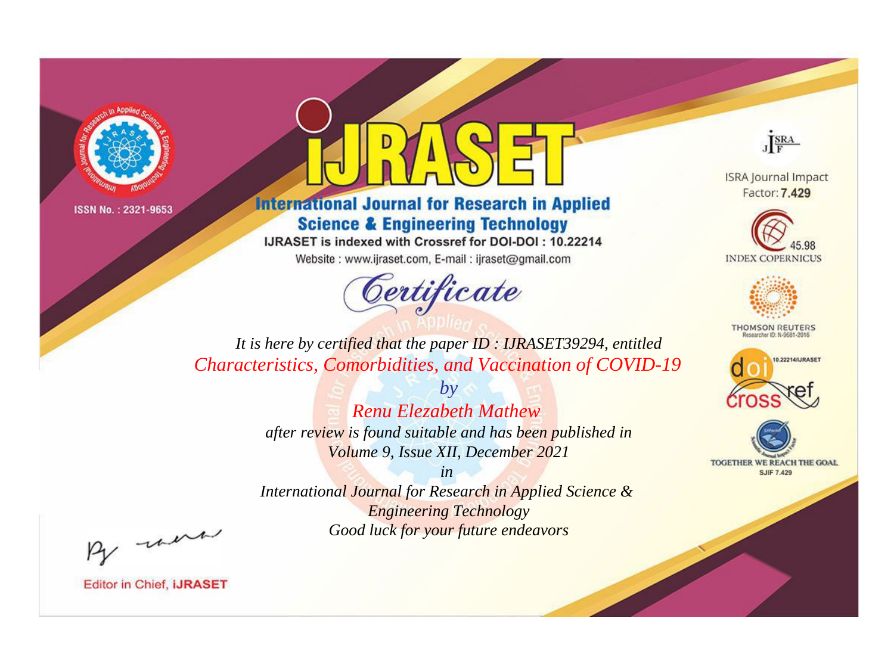ISSN No. : 2321-9653

# iJRASET

## International Journal for Research in Applied Science & Engineering Technology

IJRASET is indexed with Crossref for DOI-DOI : 10.22214

Website : www.ijraset.com, E-mail : ijraset@gmail.com

ISRA Journal Impact Factor: **7.429**

45.98 INDEX COPERNICUS

THOMSON REUTERS Researcher ID: N-9681-2016

10.22214/IJRASET

TOGETHER WE REACH THE GOAL SJIF 7.429

# *Certificate*

*It is here by certified that the paper ID : IJRASET39294, entitled*

*Characteristics, Comorbidities, and Vaccination of COVID-19*

*by*

*Renu Elezabeth Mathew*

*after review is found suitable and has been published in*

*Volume 9, Issue XII, December 2021*

*in*

*International Journal for Research in Applied Science & Engineering Technology*

*Good luck for your future endeavors*

Editor in Chief, **iJRASET**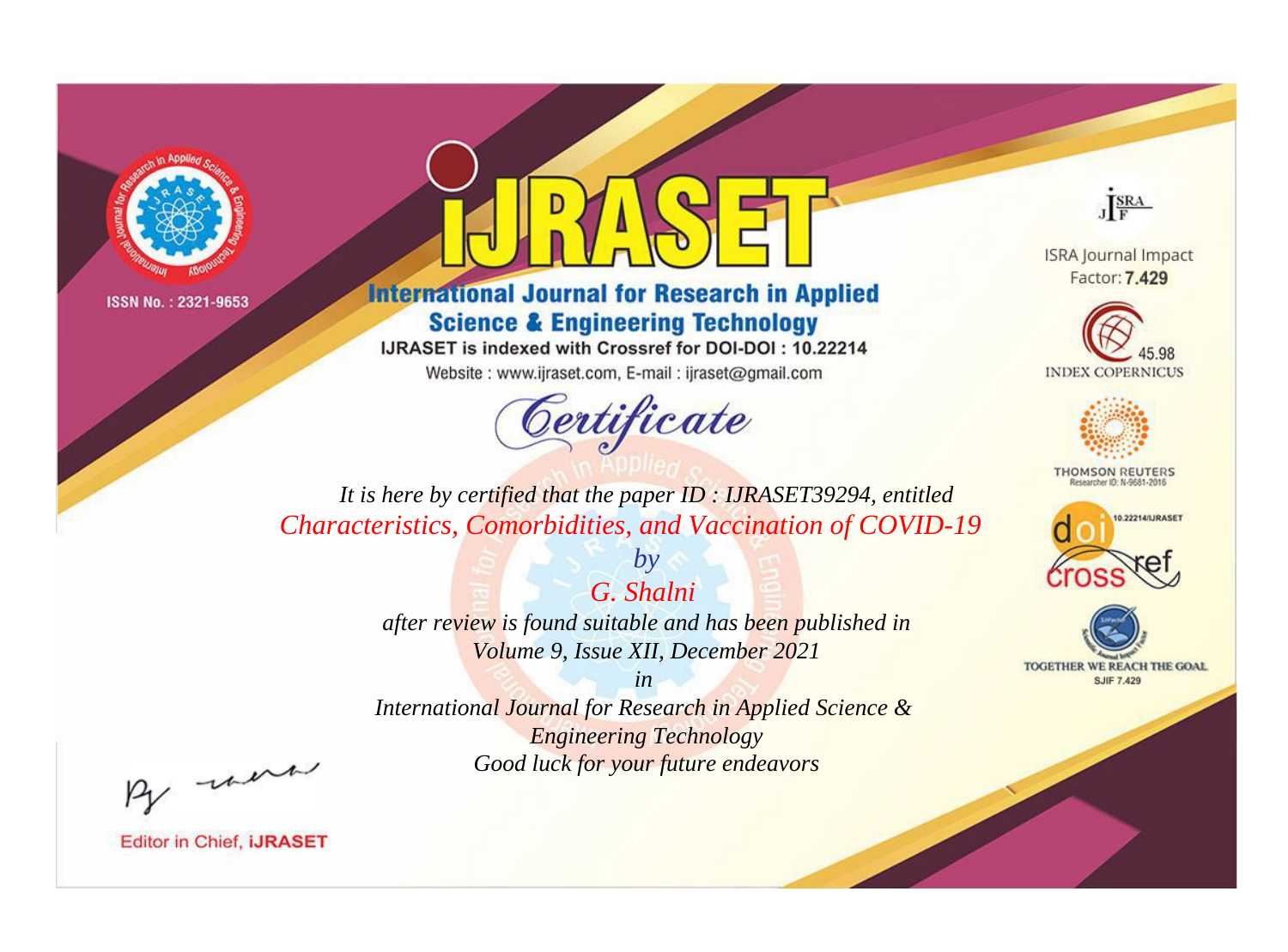ISSN No. : 2321-9653

# iJRASET

## International Journal for Research in Applied Science & Engineering Technology

IJRASET is indexed with Crossref for DOI-DOI : 10.22214

Website : www.ijraset.com, E-mail : ijraset@gmail.com

# Certificate

*It is here by certified that the paper ID : IJRASET39294, entitled*

*Characteristics, Comorbidities, and Vaccination of COVID-19*

*by*

*G. Shalni*

*after review is found suitable and has been published in*

*Volume 9, Issue XII, December 2021*

*in*

*International Journal for Research in Applied Science & Engineering Technology*

*Good luck for your future endeavors*

ISRA Journal Impact Factor: **7.429**

45.98 INDEX COPERNICUS

THOMSON REUTERS Researcher ID: N-9681-2016

10.22214/IJRASET crossref

TOGETHER WE REACH THE GOAL SJIF 7.429

Editor in Chief, **iJRASET**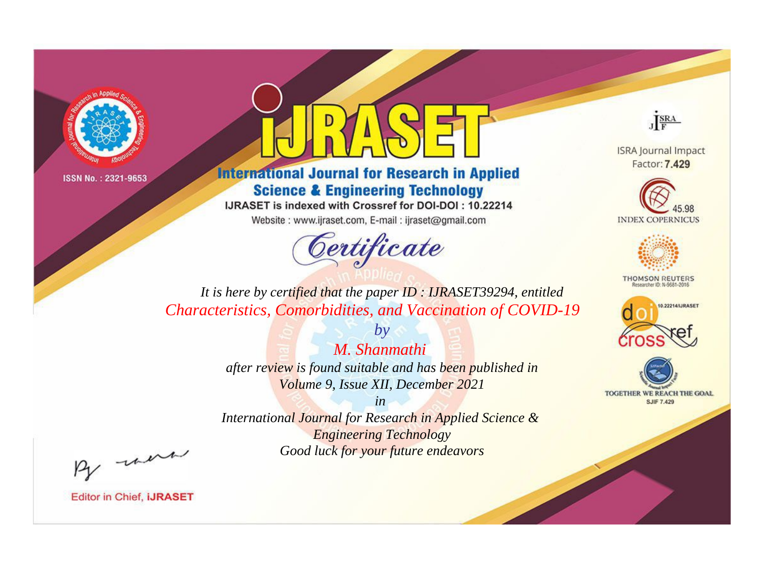ISSN No. : 2321-9653

# IJRASET

## International Journal for Research in Applied Science & Engineering Technology

IJRASET is indexed with Crossref for DOI-DOI : 10.22214

Website : www.ijraset.com, E-mail : ijraset@gmail.com

*Certificate*

*It is here by certified that the paper ID : IJRASET39294, entitled*

*Characteristics, Comorbidities, and Vaccination of COVID-19*

*by*

*M. Shanmathi*

*after review is found suitable and has been published in*

*Volume 9, Issue XII, December 2021*

*in*

*International Journal for Research in Applied Science & Engineering Technology*

*Good luck for your future endeavors*

ISRA Journal Impact Factor: **7.429**

45.98 INDEX COPERNICUS

THOMSON REUTERS Researcher ID: N-9681-2016

10.22214/IJRASET

TOGETHER WE REACH THE GOAL SJIF 7.429

Editor in Chief, **iJRASET**